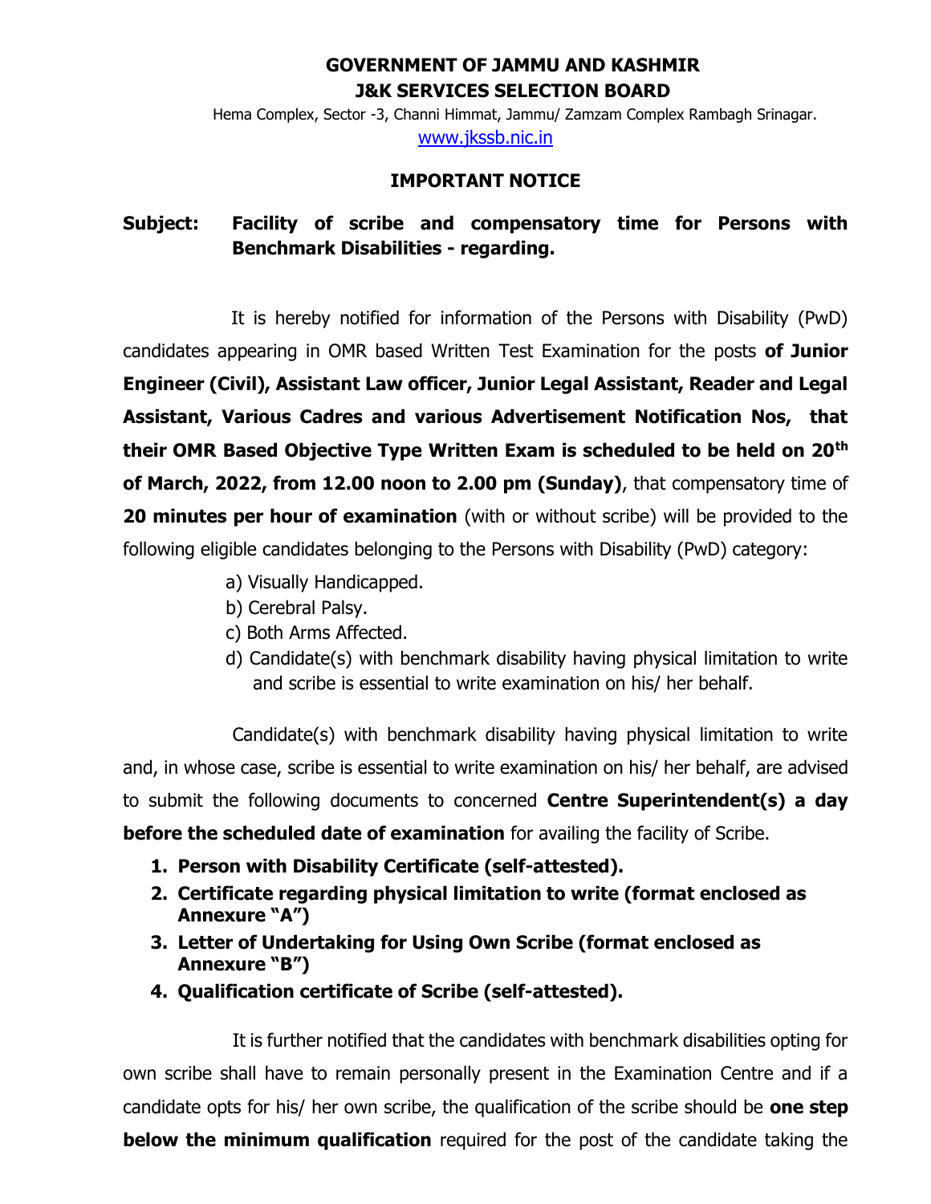**GOVERNMENT OF JAMMU AND KASHMIR**
**J&K SERVICES SELECTION BOARD**

Hema Complex, Sector -3, Channi Himmat, Jammu/ Zamzam Complex Rambagh Srinagar.
www.jkssb.nic.in

## IMPORTANT NOTICE

**Subject: Facility of scribe and compensatory time for Persons with Benchmark Disabilities - regarding.**

It is hereby notified for information of the Persons with Disability (PwD) candidates appearing in OMR based Written Test Examination for the posts **of Junior Engineer (Civil), Assistant Law officer, Junior Legal Assistant, Reader and Legal Assistant, Various Cadres and various Advertisement Notification Nos, that their OMR Based Objective Type Written Exam is scheduled to be held on 20th of March, 2022, from 12.00 noon to 2.00 pm (Sunday)**, that compensatory time of **20 minutes per hour of examination** (with or without scribe) will be provided to the following eligible candidates belonging to the Persons with Disability (PwD) category:

a) Visually Handicapped.
b) Cerebral Palsy.
c) Both Arms Affected.
d) Candidate(s) with benchmark disability having physical limitation to write and scribe is essential to write examination on his/ her behalf.

Candidate(s) with benchmark disability having physical limitation to write and, in whose case, scribe is essential to write examination on his/ her behalf, are advised to submit the following documents to concerned **Centre Superintendent(s) a day before the scheduled date of examination** for availing the facility of Scribe.

1. **Person with Disability Certificate (self-attested).**
2. **Certificate regarding physical limitation to write (format enclosed as Annexure "A")**
3. **Letter of Undertaking for Using Own Scribe (format enclosed as Annexure "B")**
4. **Qualification certificate of Scribe (self-attested).**

It is further notified that the candidates with benchmark disabilities opting for own scribe shall have to remain personally present in the Examination Centre and if a candidate opts for his/ her own scribe, the qualification of the scribe should be **one step below the minimum qualification** required for the post of the candidate taking the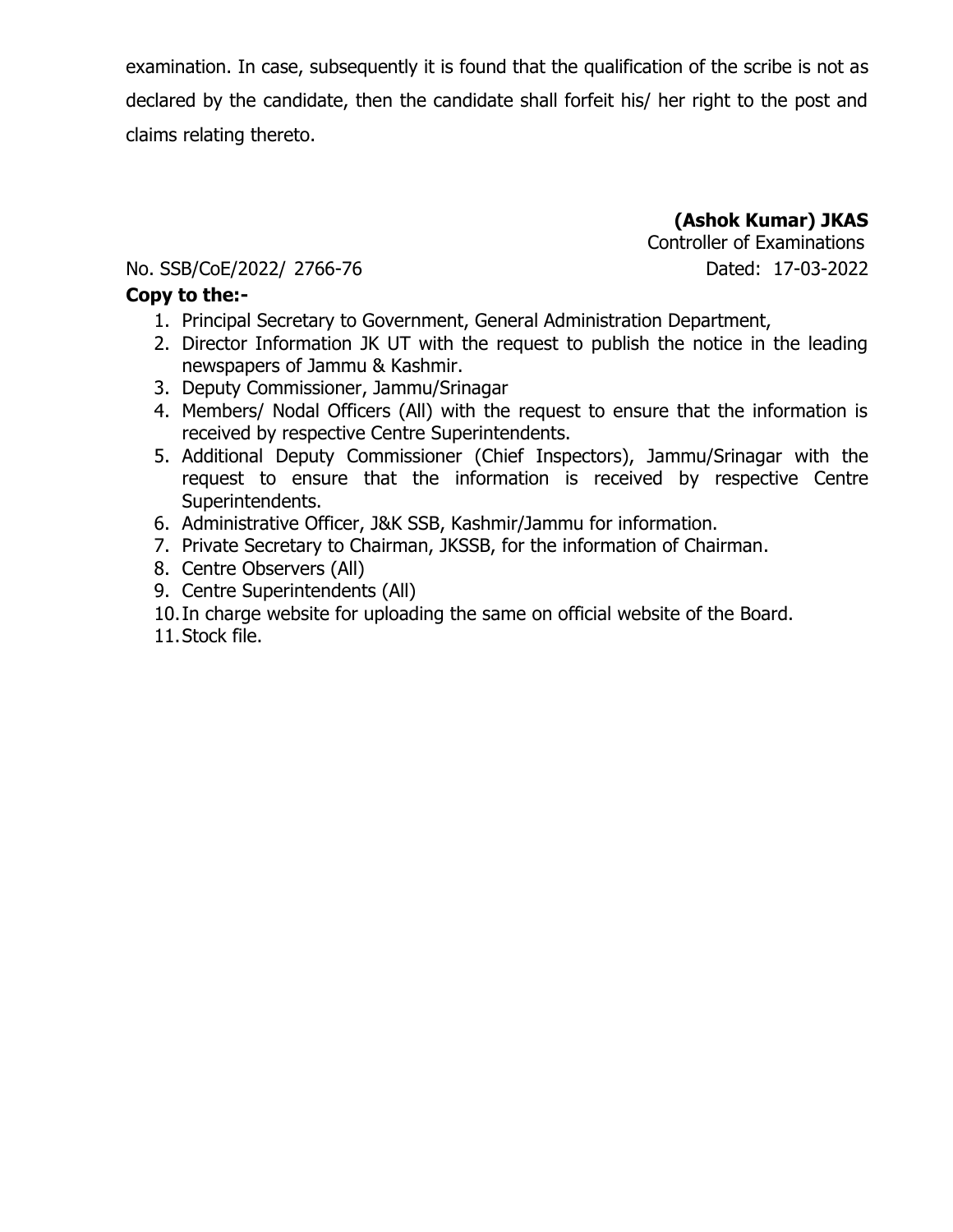examination. In case, subsequently it is found that the qualification of the scribe is not as declared by the candidate, then the candidate shall forfeit his/ her right to the post and claims relating thereto.

**(Ashok Kumar) JKAS**
Controller of Examinations

No. SSB/CoE/2022/ 2766-76 Dated: 17-03-2022

**Copy to the:-**

1. Principal Secretary to Government, General Administration Department,
2. Director Information JK UT with the request to publish the notice in the leading newspapers of Jammu & Kashmir.
3. Deputy Commissioner, Jammu/Srinagar
4. Members/ Nodal Officers (All) with the request to ensure that the information is received by respective Centre Superintendents.
5. Additional Deputy Commissioner (Chief Inspectors), Jammu/Srinagar with the request to ensure that the information is received by respective Centre Superintendents.
6. Administrative Officer, J&K SSB, Kashmir/Jammu for information.
7. Private Secretary to Chairman, JKSSB, for the information of Chairman.
8. Centre Observers (All)
9. Centre Superintendents (All)
10. In charge website for uploading the same on official website of the Board.
11. Stock file.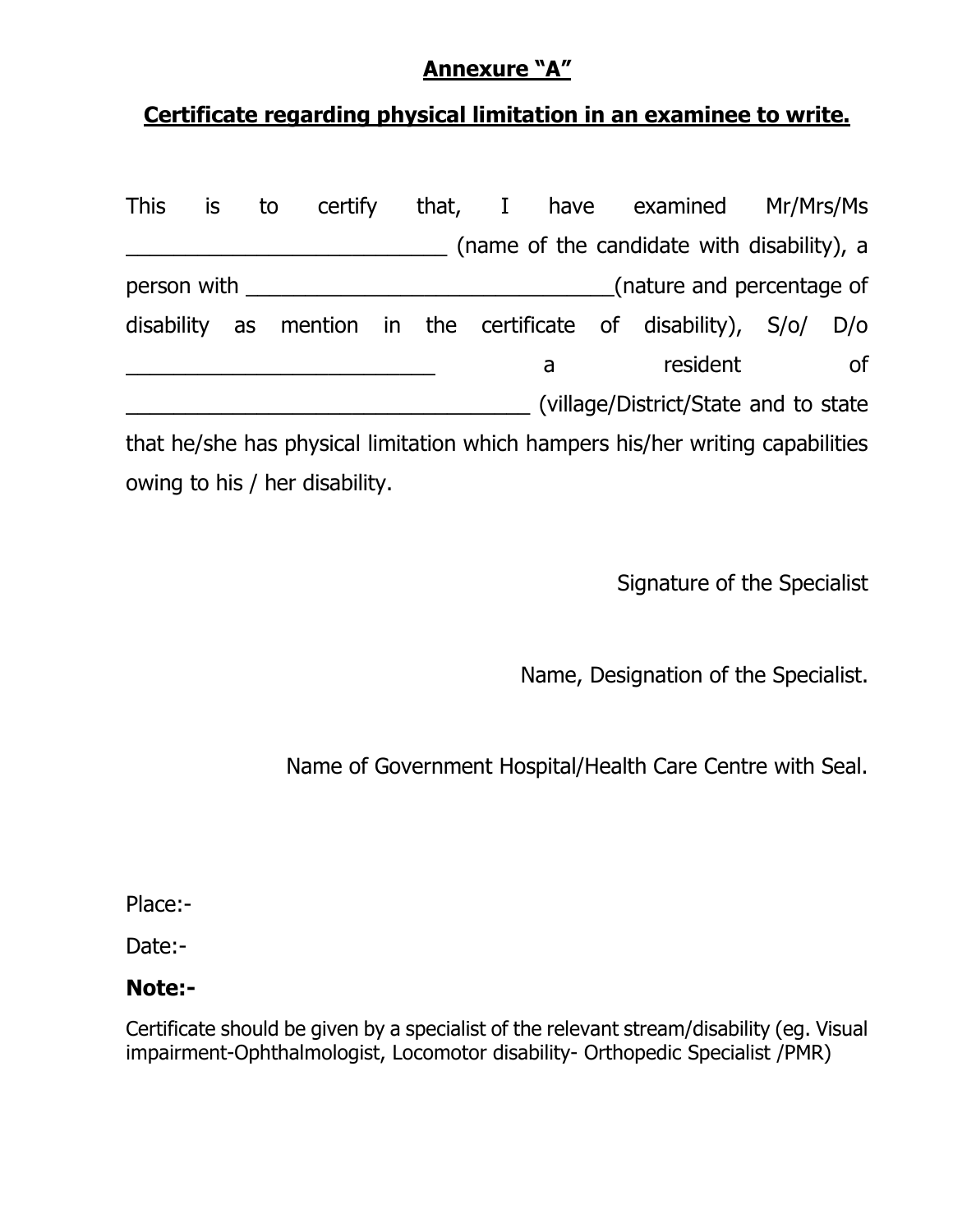**Annexure "A"**

**Certificate regarding physical limitation in an examinee to write.**

This is to certify that, I have examined Mr/Mrs/Ms ____________________________ (name of the candidate with disability), a person with _______________________________(nature and percentage of disability as mention in the certificate of disability), S/o/ D/o ___________________________ a resident of ___________________________________ (village/District/State and to state that he/she has physical limitation which hampers his/her writing capabilities owing to his / her disability.

Signature of the Specialist

Name, Designation of the Specialist.

Name of Government Hospital/Health Care Centre with Seal.

Place:-

Date:-

**Note:-**

Certificate should be given by a specialist of the relevant stream/disability (eg. Visual impairment-Ophthalmologist, Locomotor disability- Orthopedic Specialist /PMR)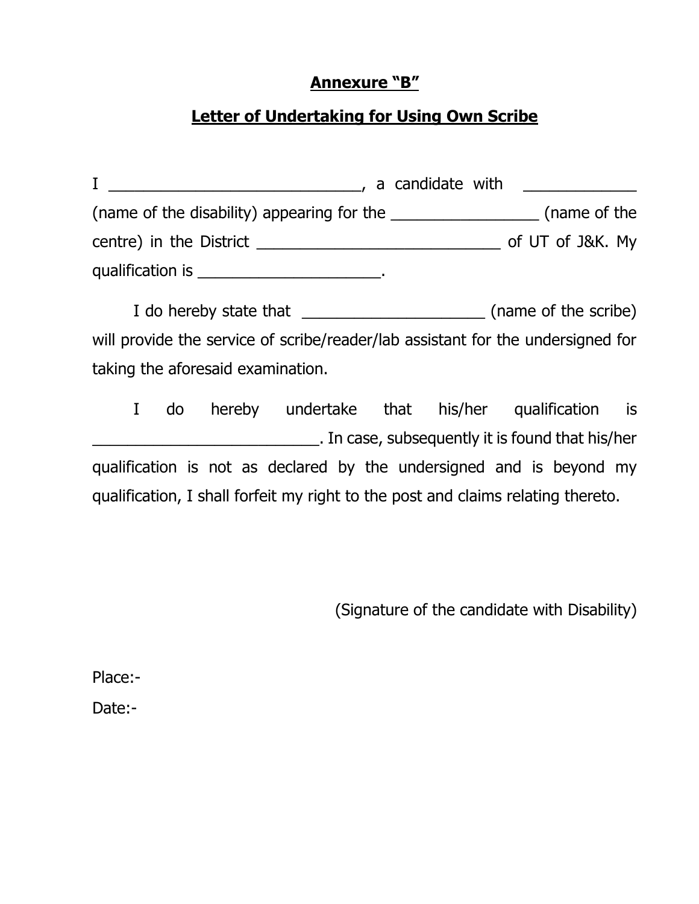**Annexure "B"**

**Letter of Undertaking for Using Own Scribe**

I ______________________________, a candidate with _____________ (name of the disability) appearing for the _________________ (name of the centre) in the District _____________________________ of UT of J&K. My qualification is _____________________.

I do hereby state that _____________________ (name of the scribe) will provide the service of scribe/reader/lab assistant for the undersigned for taking the aforesaid examination.

I do hereby undertake that his/her qualification is ___________________________. In case, subsequently it is found that his/her qualification is not as declared by the undersigned and is beyond my qualification, I shall forfeit my right to the post and claims relating thereto.

(Signature of the candidate with Disability)

Place:-

Date:-